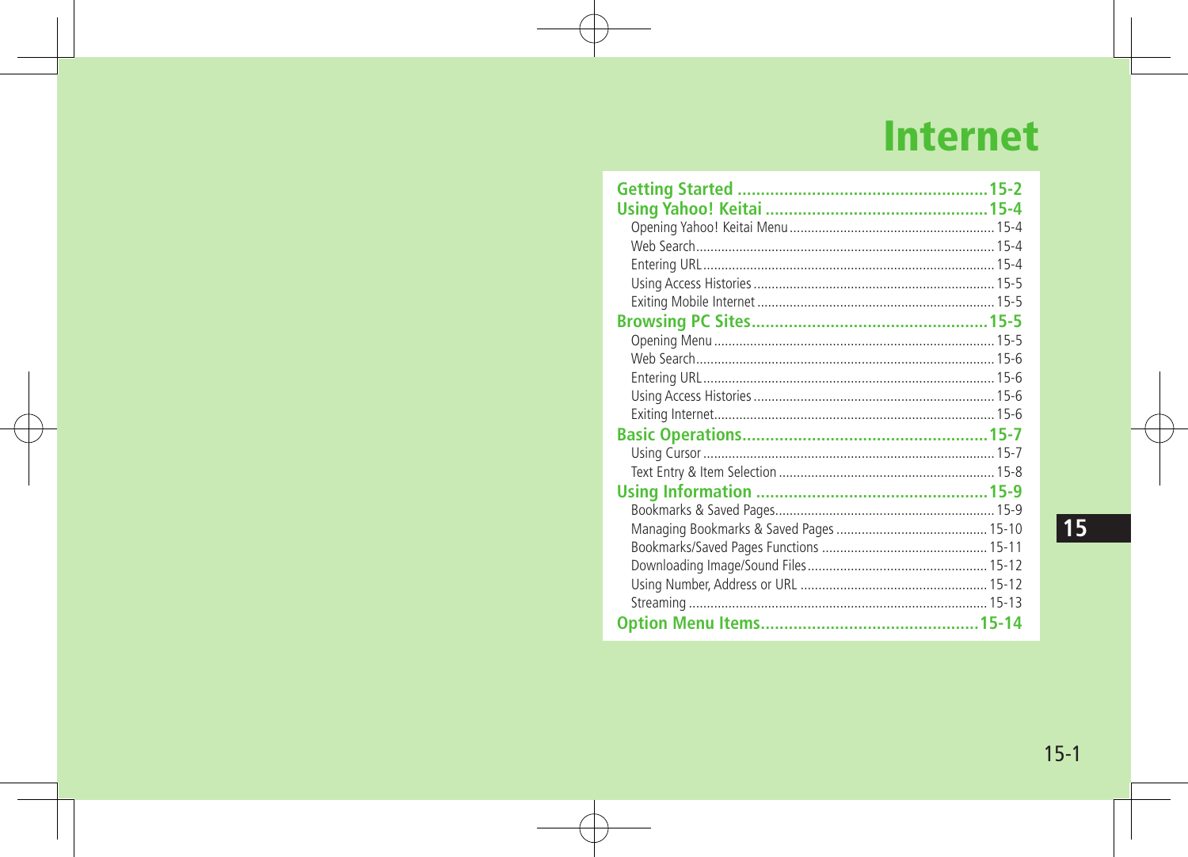# Internet

**Getting Started** ...................................................... 15-2

**Using Yahoo! Keitai** ................................................ 15-4

- Opening Yahoo! Keitai Menu ......................................................... 15-4
- Web Search ........................................................................ 15-4
- Entering URL ...................................................................... 15-4
- Using Access Histories .............................................................. 15-5
- Exiting Mobile Internet .............................................................. 15-5

**Browsing PC Sites** ................................................... 15-5

- Opening Menu ....................................................................... 15-5
- Web Search ........................................................................ 15-6
- Entering URL ...................................................................... 15-6
- Using Access Histories .............................................................. 15-6
- Exiting Internet ..................................................................... 15-6

**Basic Operations** ..................................................... 15-7

- Using Cursor ....................................................................... 15-7
- Text Entry & Item Selection ........................................................... 15-8

**Using Information** .................................................. 15-9

- Bookmarks & Saved Pages ............................................................ 15-9
- Managing Bookmarks & Saved Pages .................................................. 15-10
- Bookmarks/Saved Pages Functions ..................................................... 15-11
- Downloading Image/Sound Files ....................................................... 15-12
- Using Number, Address or URL ....................................................... 15-12
- Streaming .......................................................................... 15-13

**Option Menu Items** .................................................. 15-14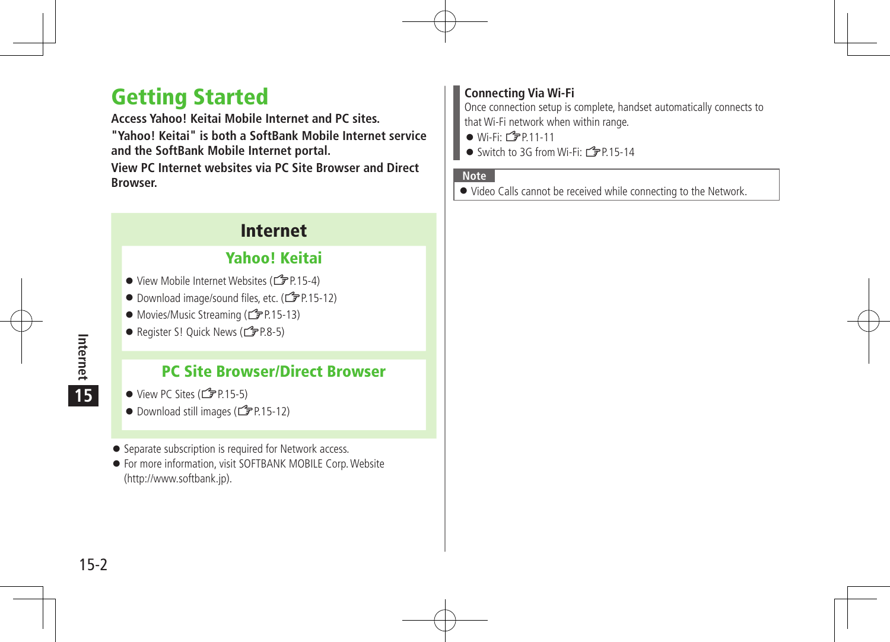# Getting Started

**Access Yahoo! Keitai Mobile Internet and PC sites.**
**"Yahoo! Keitai" is both a SoftBank Mobile Internet service and the SoftBank Mobile Internet portal.**
**View PC Internet websites via PC Site Browser and Direct Browser.**

## Internet

### Yahoo! Keitai

- View Mobile Internet Websites (☞P.15-4)
- Download image/sound files, etc. (☞P.15-12)
- Movies/Music Streaming (☞P.15-13)
- Register S! Quick News (☞P.8-5)

### PC Site Browser/Direct Browser

- View PC Sites (☞P.15-5)
- Download still images (☞P.15-12)

- Separate subscription is required for Network access.
- For more information, visit SOFTBANK MOBILE Corp. Website (http://www.softbank.jp).

### Connecting Via Wi-Fi

Once connection setup is complete, handset automatically connects to that Wi-Fi network when within range.

- Wi-Fi: ☞P.11-11
- Switch to 3G from Wi-Fi: ☞P.15-14

**Note**

- Video Calls cannot be received while connecting to the Network.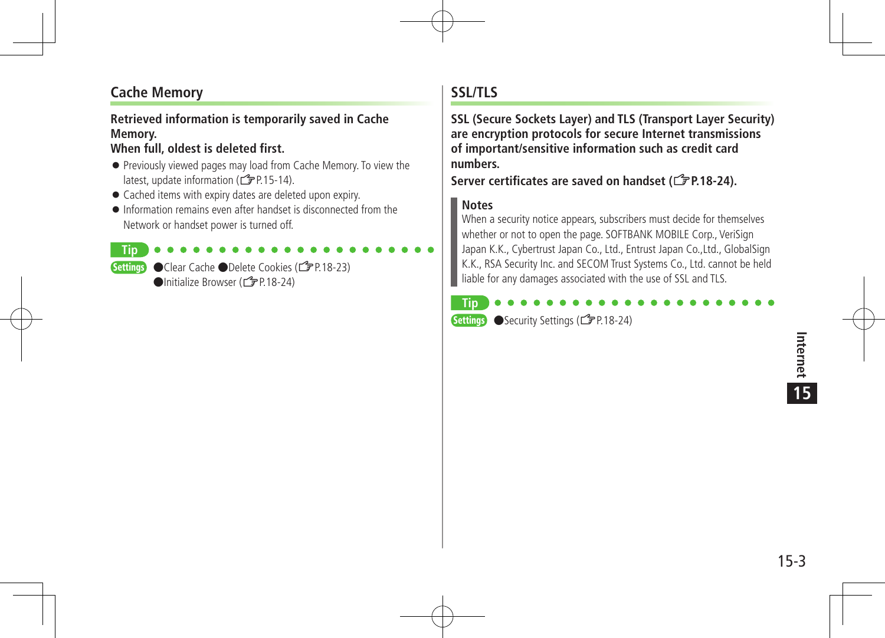## Cache Memory

**Retrieved information is temporarily saved in Cache Memory.**
**When full, oldest is deleted first.**

- Previously viewed pages may load from Cache Memory. To view the latest, update information (☞P.15-14).
- Cached items with expiry dates are deleted upon expiry.
- Information remains even after handset is disconnected from the Network or handset power is turned off.

**Tip**

**Settings** ●Clear Cache ●Delete Cookies (☞P.18-23) ●Initialize Browser (☞P.18-24)

## SSL/TLS

**SSL (Secure Sockets Layer) and TLS (Transport Layer Security) are encryption protocols for secure Internet transmissions of important/sensitive information such as credit card numbers.**
**Server certificates are saved on handset (☞P.18-24).**

**Notes**

When a security notice appears, subscribers must decide for themselves whether or not to open the page. SOFTBANK MOBILE Corp., VeriSign Japan K.K., Cybertrust Japan Co., Ltd., Entrust Japan Co.,Ltd., GlobalSign K.K., RSA Security Inc. and SECOM Trust Systems Co., Ltd. cannot be held liable for any damages associated with the use of SSL and TLS.

**Tip**

**Settings** ●Security Settings (☞P.18-24)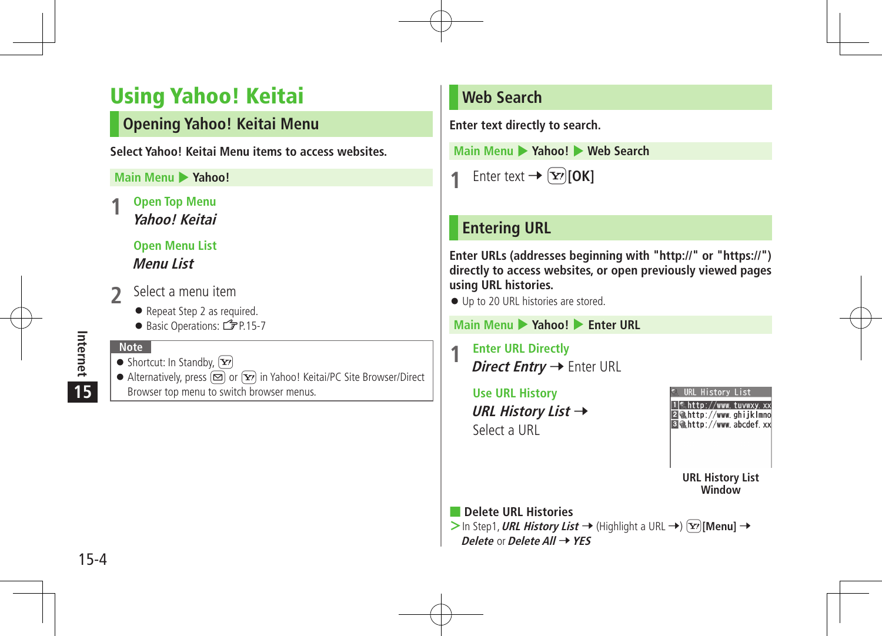# Using Yahoo! Keitai

## Opening Yahoo! Keitai Menu

**Select Yahoo! Keitai Menu items to access websites.**

Main Menu ▶ **Yahoo!**

**1** Open Top Menu
***Yahoo! Keitai***

Open Menu List
***Menu List***

**2** Select a menu item

- Repeat Step 2 as required.
- Basic Operations: ☞P.15-7

**Note**

- Shortcut: In Standby, [Y!]
- Alternatively, press [✉] or [Y!] in Yahoo! Keitai/PC Site Browser/Direct Browser top menu to switch browser menus.

## Web Search

**Enter text directly to search.**

Main Menu ▶ **Yahoo!** ▶ **Web Search**

**1** Enter text → [Y!]**[OK]**

## Entering URL

**Enter URLs (addresses beginning with "http://" or "https://") directly to access websites, or open previously viewed pages using URL histories.**

- Up to 20 URL histories are stored.

Main Menu ▶ **Yahoo!** ▶ **Enter URL**

**1** Enter URL Directly
***Direct Entry*** → Enter URL

Use URL History
***URL History List*** →
Select a URL

**URL History List Window**

**Delete URL Histories**

> In Step1, ***URL History List*** → (Highlight a URL →) [Y!]**[Menu]** → ***Delete*** or ***Delete All*** → ***YES***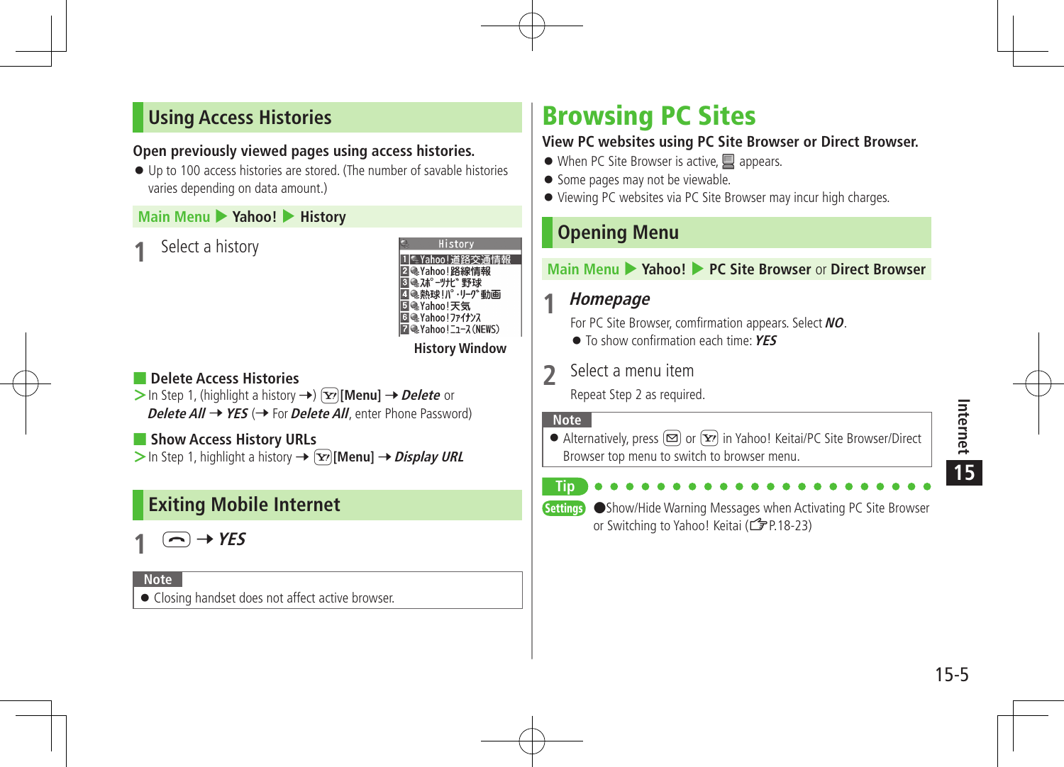## Using Access Histories

**Open previously viewed pages using access histories.**

- Up to 100 access histories are stored. (The number of savable histories varies depending on data amount.)

**Main Menu ▶ Yahoo! ▶ History**

**1** Select a history

History
1 Yahoo!道路交通情報
2 Yahoo!路線情報
3 ｽﾎﾟｰﾂﾅﾋﾞ 野球
4 熱球!ﾊﾟ･ﾘｰｸﾞ動画
5 Yahoo!天気
6 Yahoo!ﾌｧｲﾅﾝｽ
7 Yahoo!ﾆｭｰｽ(NEWS)

**History Window**

### Delete Access Histories

> In Step 1, (highlight a history →) [Menu] → ***Delete*** or ***Delete All*** → ***YES*** (→ For ***Delete All***, enter Phone Password)

### Show Access History URLs

> In Step 1, highlight a history → [Menu] → ***Display URL***

## Exiting Mobile Internet

**1** → ***YES***

**Note**

- Closing handset does not affect active browser.

# Browsing PC Sites

**View PC websites using PC Site Browser or Direct Browser.**

- When PC Site Browser is active, appears.
- Some pages may not be viewable.
- Viewing PC websites via PC Site Browser may incur high charges.

## Opening Menu

**Main Menu ▶ Yahoo! ▶ PC Site Browser** or **Direct Browser**

**1** ***Homepage***

For PC Site Browser, comfirmation appears. Select ***NO***.

- To show confirmation each time: ***YES***

**2** Select a menu item

Repeat Step 2 as required.

**Note**

- Alternatively, press or in Yahoo! Keitai/PC Site Browser/Direct Browser top menu to switch to browser menu.

**Tip**

**Settings** ●Show/Hide Warning Messages when Activating PC Site Browser or Switching to Yahoo! Keitai (☞P.18-23)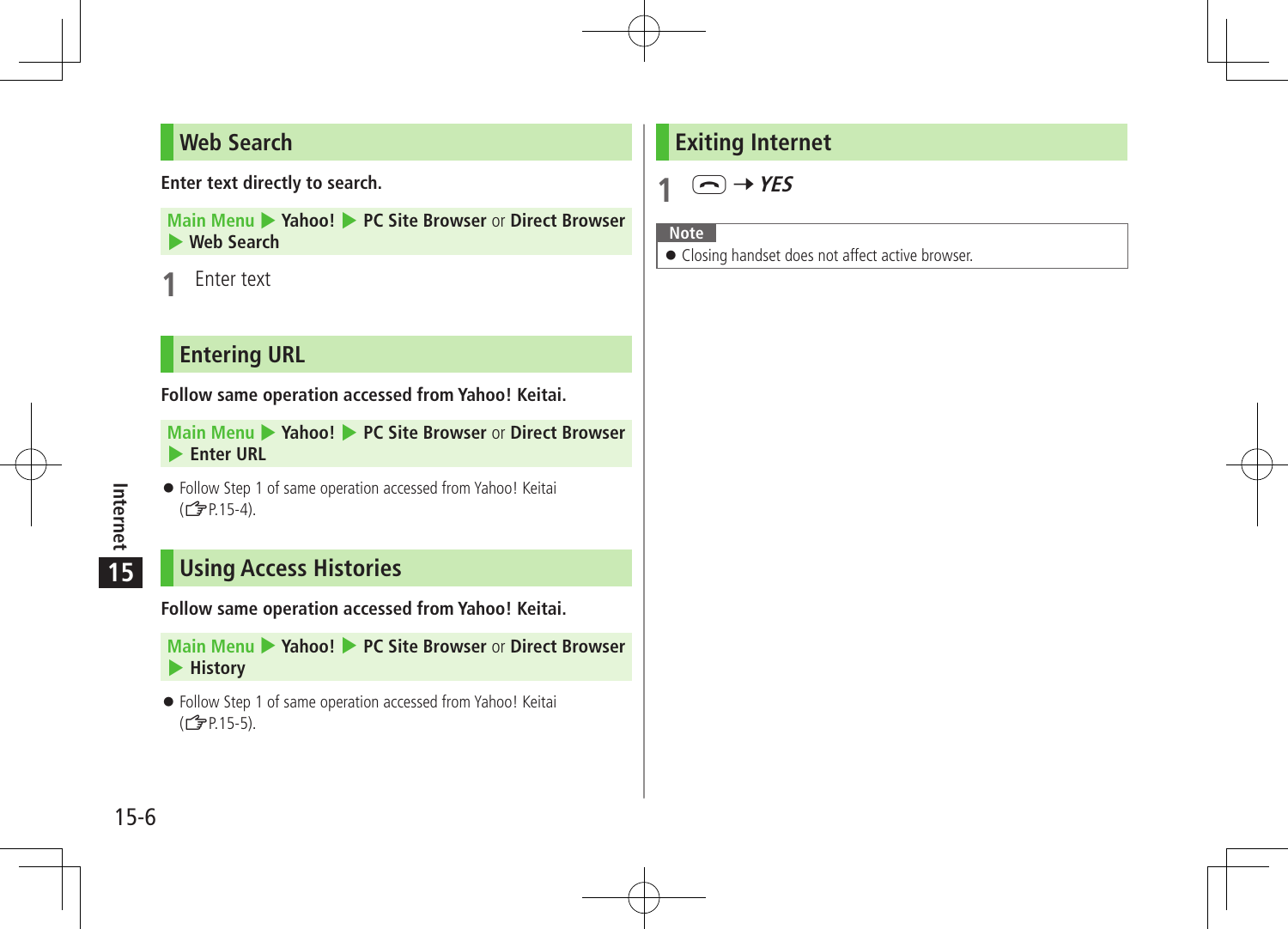## Web Search

**Enter text directly to search.**

Main Menu ▶ **Yahoo!** ▶ **PC Site Browser** or **Direct Browser** ▶ **Web Search**

1. Enter text

## Entering URL

**Follow same operation accessed from Yahoo! Keitai.**

Main Menu ▶ **Yahoo!** ▶ **PC Site Browser** or **Direct Browser** ▶ **Enter URL**

- Follow Step 1 of same operation accessed from Yahoo! Keitai (☞P.15-4).

## Using Access Histories

**Follow same operation accessed from Yahoo! Keitai.**

Main Menu ▶ **Yahoo!** ▶ **PC Site Browser** or **Direct Browser** ▶ **History**

- Follow Step 1 of same operation accessed from Yahoo! Keitai (☞P.15-5).

## Exiting Internet

1. (End key) → ***YES***

**Note**

- Closing handset does not affect active browser.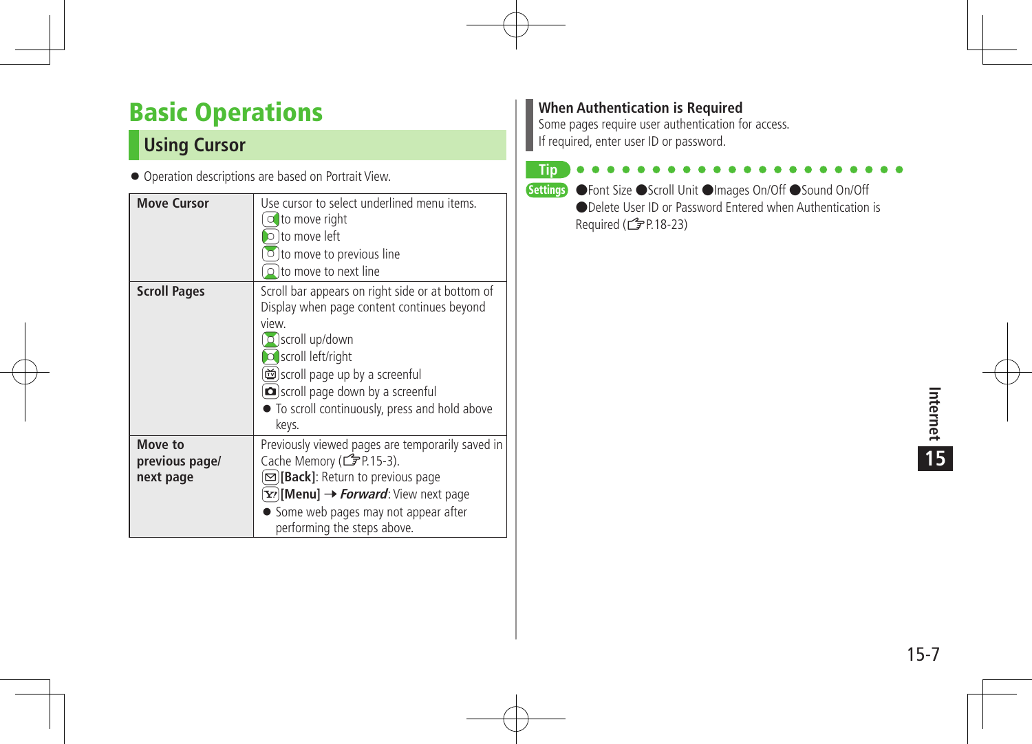# Basic Operations

## Using Cursor

- Operation descriptions are based on Portrait View.

| | |
|---|---|
| **Move Cursor** | Use cursor to select underlined menu items.<br>to move right<br>to move left<br>to move to previous line<br>to move to next line |
| **Scroll Pages** | Scroll bar appears on right side or at bottom of Display when page content continues beyond view.<br>scroll up/down<br>scroll left/right<br>scroll page up by a screenful<br>scroll page down by a screenful<br>● To scroll continuously, press and hold above keys. |
| **Move to previous page/ next page** | Previously viewed pages are temporarily saved in Cache Memory (☞P.15-3).<br>**[Back]**: Return to previous page<br>**[Menu]** → ***Forward***: View next page<br>● Some web pages may not appear after performing the steps above. |

**When Authentication is Required**

Some pages require user authentication for access.
If required, enter user ID or password.

**Tip**

**Settings** ●Font Size ●Scroll Unit ●Images On/Off ●Sound On/Off ●Delete User ID or Password Entered when Authentication is Required (☞P.18-23)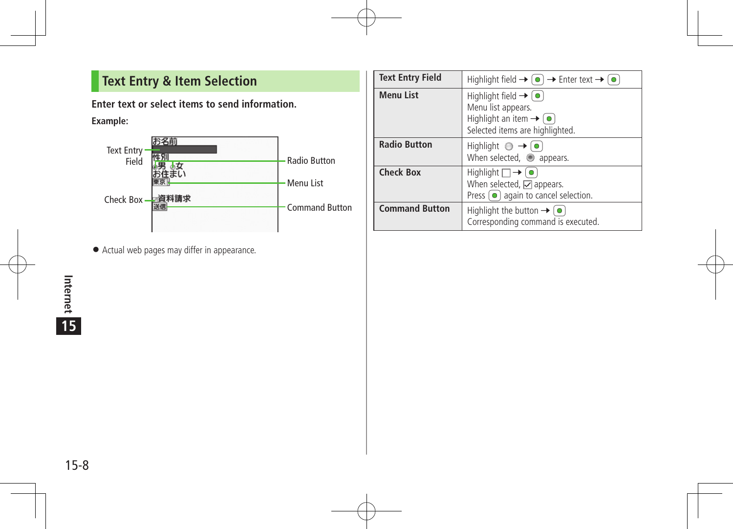## Text Entry & Item Selection

**Enter text or select items to send information.**

**Example:**

Text Entry Field

Check Box

Radio Button

Menu List

Command Button

お名前
性別
男 女
お住まい
東京
資料請求
送信

- Actual web pages may differ in appearance.

| | |
|---|---|
| **Text Entry Field** | Highlight field → ● → Enter text → ● |
| **Menu List** | Highlight field → ●<br>Menu list appears.<br>Highlight an item → ●<br>Selected items are highlighted. |
| **Radio Button** | Highlight ○ → ●<br>When selected, ◉ appears. |
| **Check Box** | Highlight □ → ●<br>When selected, ☑ appears.<br>Press ● again to cancel selection. |
| **Command Button** | Highlight the button → ●<br>Corresponding command is executed. |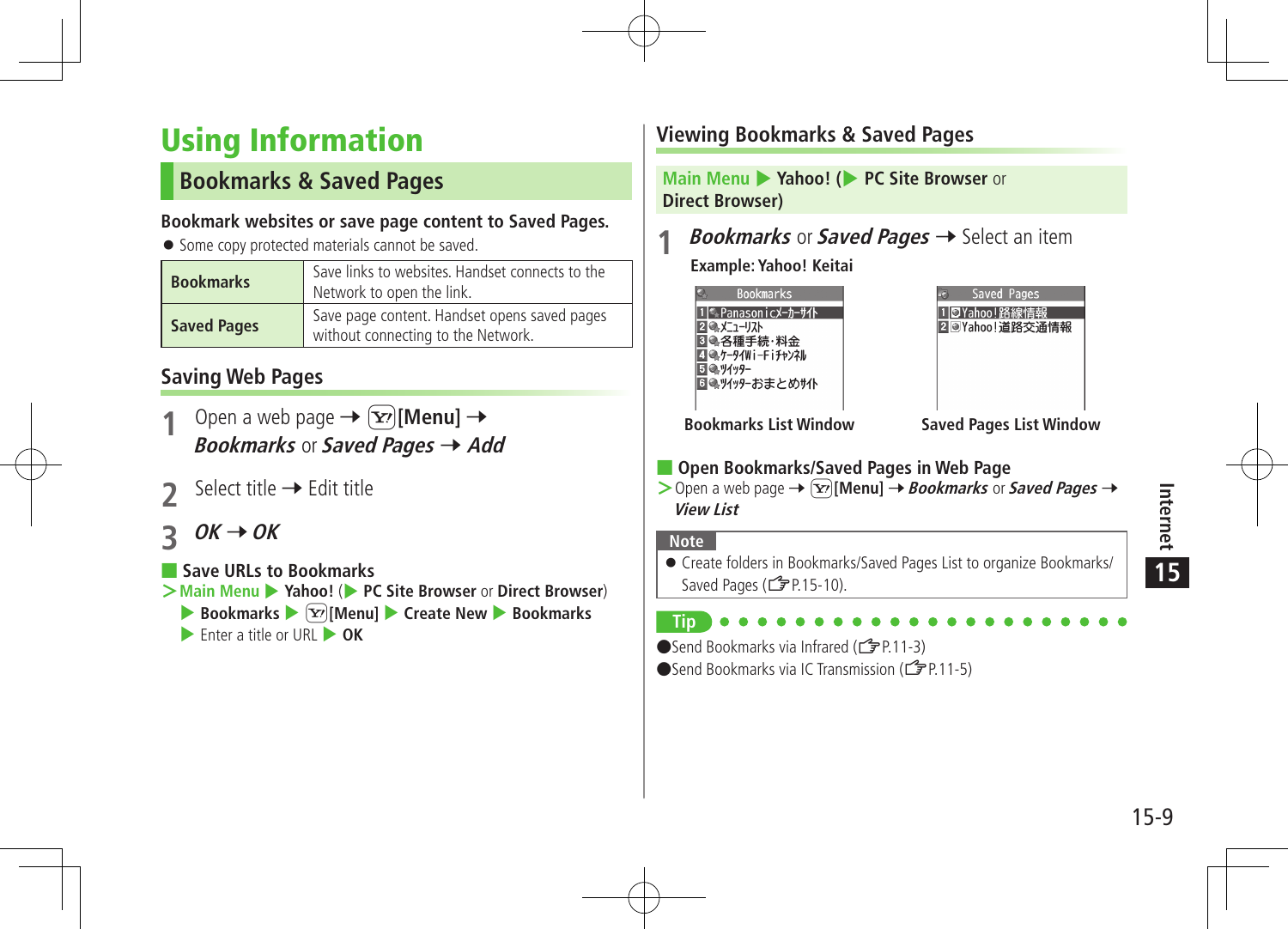# Using Information

## Bookmarks & Saved Pages

**Bookmark websites or save page content to Saved Pages.**

- Some copy protected materials cannot be saved.

| **Bookmarks** | Save links to websites. Handset connects to the Network to open the link. |
|---|---|
| **Saved Pages** | Save page content. Handset opens saved pages without connecting to the Network. |

### Saving Web Pages

1. Open a web page → [Y!][Menu] → ***Bookmarks*** or ***Saved Pages*** → ***Add***
2. Select title → Edit title
3. ***OK*** → ***OK***

**Save URLs to Bookmarks**

> Main Menu ▶ **Yahoo!** (▶ **PC Site Browser** or **Direct Browser**) ▶ **Bookmarks** ▶ [Y!]**[Menu]** ▶ **Create New** ▶ **Bookmarks** ▶ Enter a title or URL ▶ **OK**

### Viewing Bookmarks & Saved Pages

Main Menu ▶ **Yahoo!** (▶ **PC Site Browser** or **Direct Browser**)

1. ***Bookmarks*** or ***Saved Pages*** → Select an item

**Example: Yahoo! Keitai**

Bookmarks
1 Panasonicメーカーサイト
2 メニューリスト
3 各種手続・料金
4 ケータイWi-Fiチャンネル
5 ツイッター
6 ツイッターおまとめサイト

**Bookmarks List Window**

Saved Pages
1 Yahoo!路線情報
2 Yahoo!道路交通情報

**Saved Pages List Window**

**Open Bookmarks/Saved Pages in Web Page**

> Open a web page → [Y!]**[Menu]** → ***Bookmarks*** or ***Saved Pages*** → ***View List***

**Note**

- Create folders in Bookmarks/Saved Pages List to organize Bookmarks/ Saved Pages (☞P.15-10).

**Tip**

- Send Bookmarks via Infrared (☞P.11-3)
- Send Bookmarks via IC Transmission (☞P.11-5)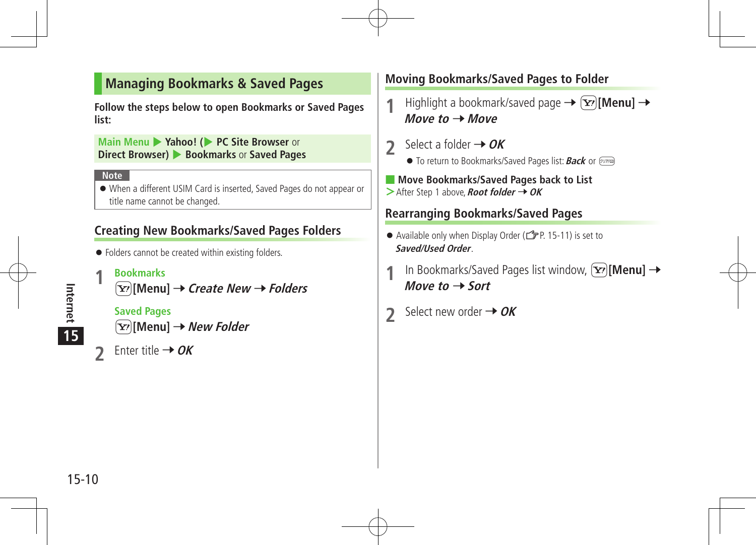## Managing Bookmarks & Saved Pages

**Follow the steps below to open Bookmarks or Saved Pages list:**

**Main Menu ▶ Yahoo! (▶ PC Site Browser** or **Direct Browser) ▶ Bookmarks** or **Saved Pages**

**Note**

- When a different USIM Card is inserted, Saved Pages do not appear or title name cannot be changed.

### Creating New Bookmarks/Saved Pages Folders

- Folders cannot be created within existing folders.

**1** **Bookmarks**
[Y!]**[Menu]** → ***Create New*** → ***Folders***

**Saved Pages**
[Y!]**[Menu]** → ***New Folder***

**2** Enter title → ***OK***

### Moving Bookmarks/Saved Pages to Folder

**1** Highlight a bookmark/saved page → [Y!]**[Menu]** → ***Move to*** → ***Move***

**2** Select a folder → ***OK***

- To return to Bookmarks/Saved Pages list: ***Back*** or [クリア]

**Move Bookmarks/Saved Pages back to List**

> After Step 1 above, ***Root folder*** → ***OK***

### Rearranging Bookmarks/Saved Pages

- Available only when Display Order (☞P. 15-11) is set to ***Saved/Used Order***.

**1** In Bookmarks/Saved Pages list window, [Y!]**[Menu]** → ***Move to*** → ***Sort***

**2** Select new order → ***OK***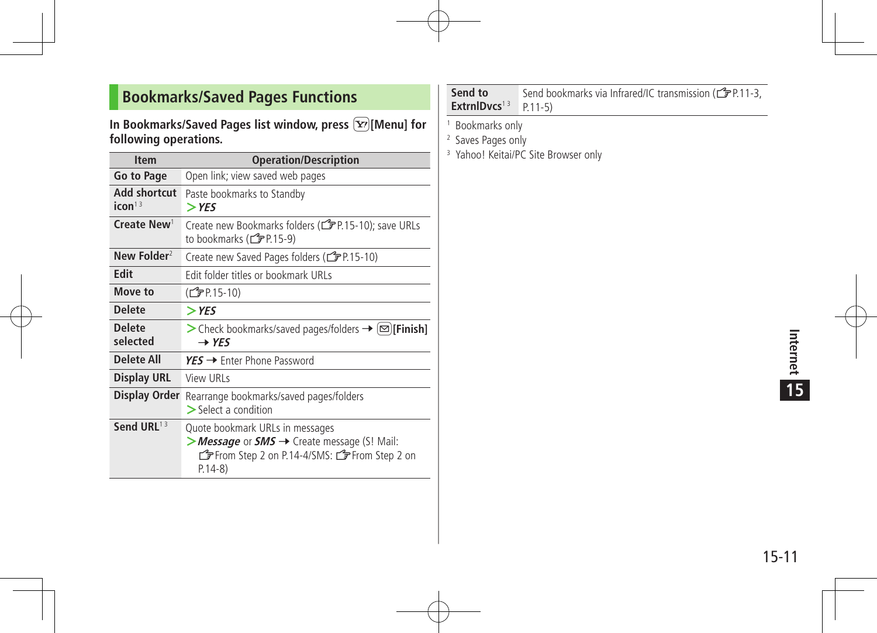## Bookmarks/Saved Pages Functions

**In Bookmarks/Saved Pages list window, press [Y!][Menu] for following operations.**

| Item | Operation/Description |
|---|---|
| **Go to Page** | Open link; view saved web pages |
| **Add shortcut icon**[1 3] | Paste bookmarks to Standby > ***YES*** |
| **Create New**[1] | Create new Bookmarks folders (☞P.15-10); save URLs to bookmarks (☞P.15-9) |
| **New Folder**[2] | Create new Saved Pages folders (☞P.15-10) |
| **Edit** | Edit folder titles or bookmark URLs |
| **Move to** | (☞P.15-10) |
| **Delete** | > ***YES*** |
| **Delete selected** | > Check bookmarks/saved pages/folders → [✉]**[Finish]** → ***YES*** |
| **Delete All** | ***YES*** → Enter Phone Password |
| **Display URL** | View URLs |
| **Display Order** | Rearrange bookmarks/saved pages/folders > Select a condition |
| **Send URL**[1 3] | Quote bookmark URLs in messages > ***Message*** or ***SMS*** → Create message (S! Mail: ☞From Step 2 on P.14-4/SMS: ☞From Step 2 on P.14-8) |
| **Send to ExtrnlDvcs**[1 3] | Send bookmarks via Infrared/IC transmission (☞P.11-3, P.11-5) |

[1] Bookmarks only

[2] Saves Pages only

[3] Yahoo! Keitai/PC Site Browser only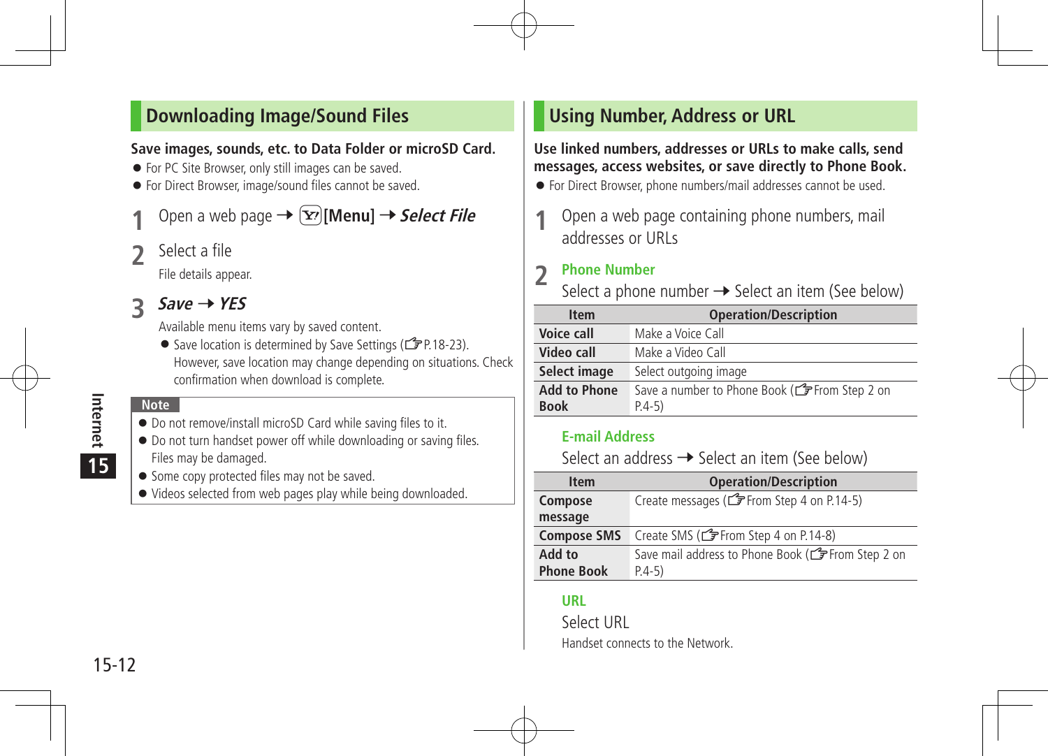## Downloading Image/Sound Files

**Save images, sounds, etc. to Data Folder or microSD Card.**

- For PC Site Browser, only still images can be saved.
- For Direct Browser, image/sound files cannot be saved.

**1** Open a web page ➔ Y! **[Menu]** ➔ ***Select File***

**2** Select a file

File details appear.

**3** ***Save*** ➔ ***YES***

Available menu items vary by saved content.

- Save location is determined by Save Settings (☞P.18-23). However, save location may change depending on situations. Check confirmation when download is complete.

**Note**

- Do not remove/install microSD Card while saving files to it.
- Do not turn handset power off while downloading or saving files. Files may be damaged.
- Some copy protected files may not be saved.
- Videos selected from web pages play while being downloaded.

## Using Number, Address or URL

**Use linked numbers, addresses or URLs to make calls, send messages, access websites, or save directly to Phone Book.**

- For Direct Browser, phone numbers/mail addresses cannot be used.

**1** Open a web page containing phone numbers, mail addresses or URLs

**2** **Phone Number**

Select a phone number ➔ Select an item (See below)

| Item | Operation/Description |
|---|---|
| **Voice call** | Make a Voice Call |
| **Video call** | Make a Video Call |
| **Select image** | Select outgoing image |
| **Add to Phone Book** | Save a number to Phone Book (☞From Step 2 on P.4-5) |

**E-mail Address**

Select an address ➔ Select an item (See below)

| Item | Operation/Description |
|---|---|
| **Compose message** | Create messages (☞From Step 4 on P.14-5) |
| **Compose SMS** | Create SMS (☞From Step 4 on P.14-8) |
| **Add to Phone Book** | Save mail address to Phone Book (☞From Step 2 on P.4-5) |

**URL**

Select URL

Handset connects to the Network.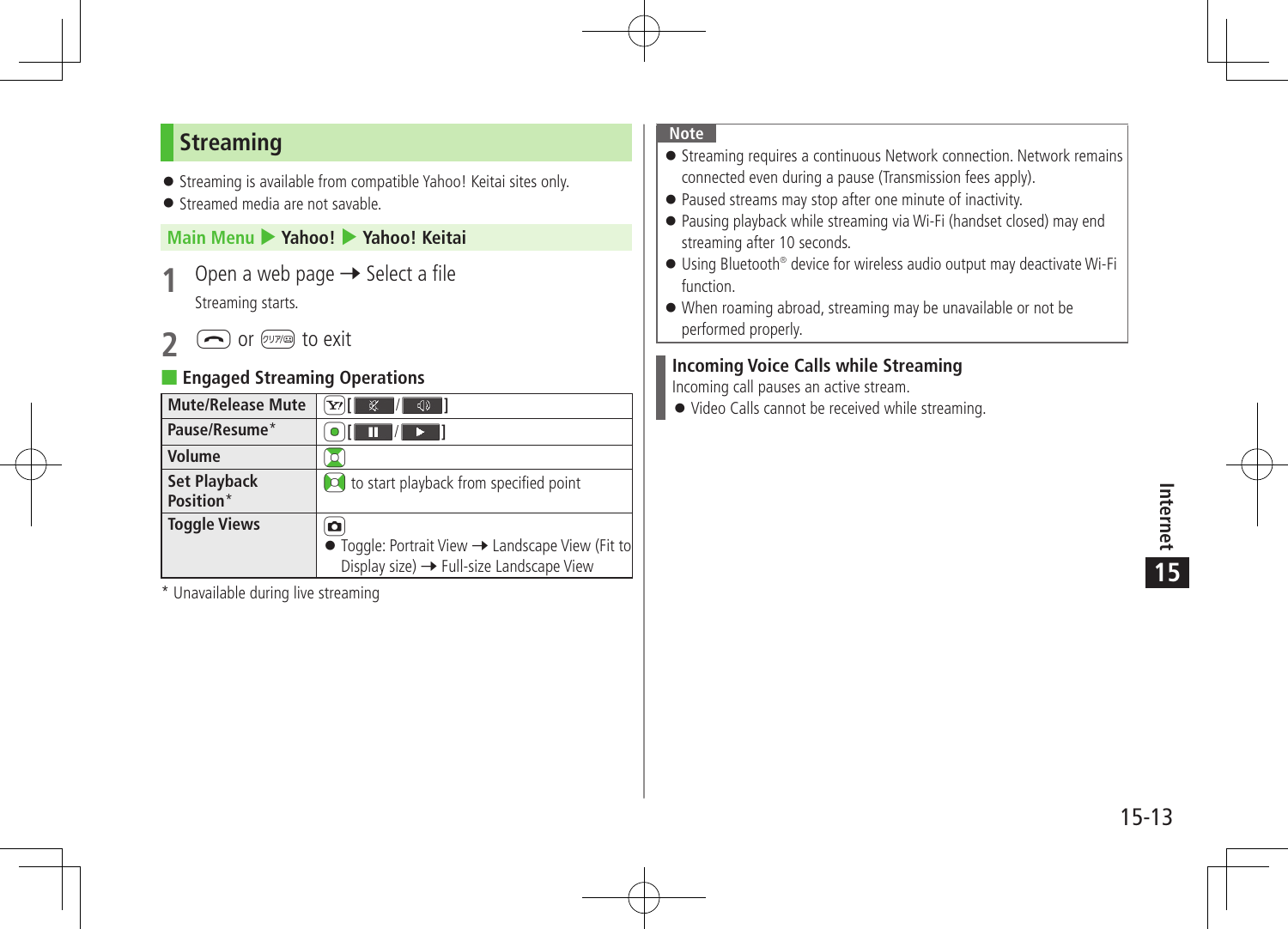## Streaming

- Streaming is available from compatible Yahoo! Keitai sites only.
- Streamed media are not savable.

**Main Menu ▶ Yahoo! ▶ Yahoo! Keitai**

**1** Open a web page ➞ Select a file

Streaming starts.

**2** [end key] or [クリア key] to exit

### Engaged Streaming Operations

| | |
|---|---|
| **Mute/Release Mute** | [Y! key] [ mute / unmute ] |
| **Pause/Resume*** | [center key] [ pause / play ] |
| **Volume** | [navigation key] |
| **Set Playback Position*** | [navigation key] to start playback from specified point |
| **Toggle Views** | [camera key]<br>● Toggle: Portrait View ➞ Landscape View (Fit to Display size) ➞ Full-size Landscape View |

* Unavailable during live streaming

**Note**

- Streaming requires a continuous Network connection. Network remains connected even during a pause (Transmission fees apply).
- Paused streams may stop after one minute of inactivity.
- Pausing playback while streaming via Wi-Fi (handset closed) may end streaming after 10 seconds.
- Using Bluetooth® device for wireless audio output may deactivate Wi-Fi function.
- When roaming abroad, streaming may be unavailable or not be performed properly.

### Incoming Voice Calls while Streaming

Incoming call pauses an active stream.

- Video Calls cannot be received while streaming.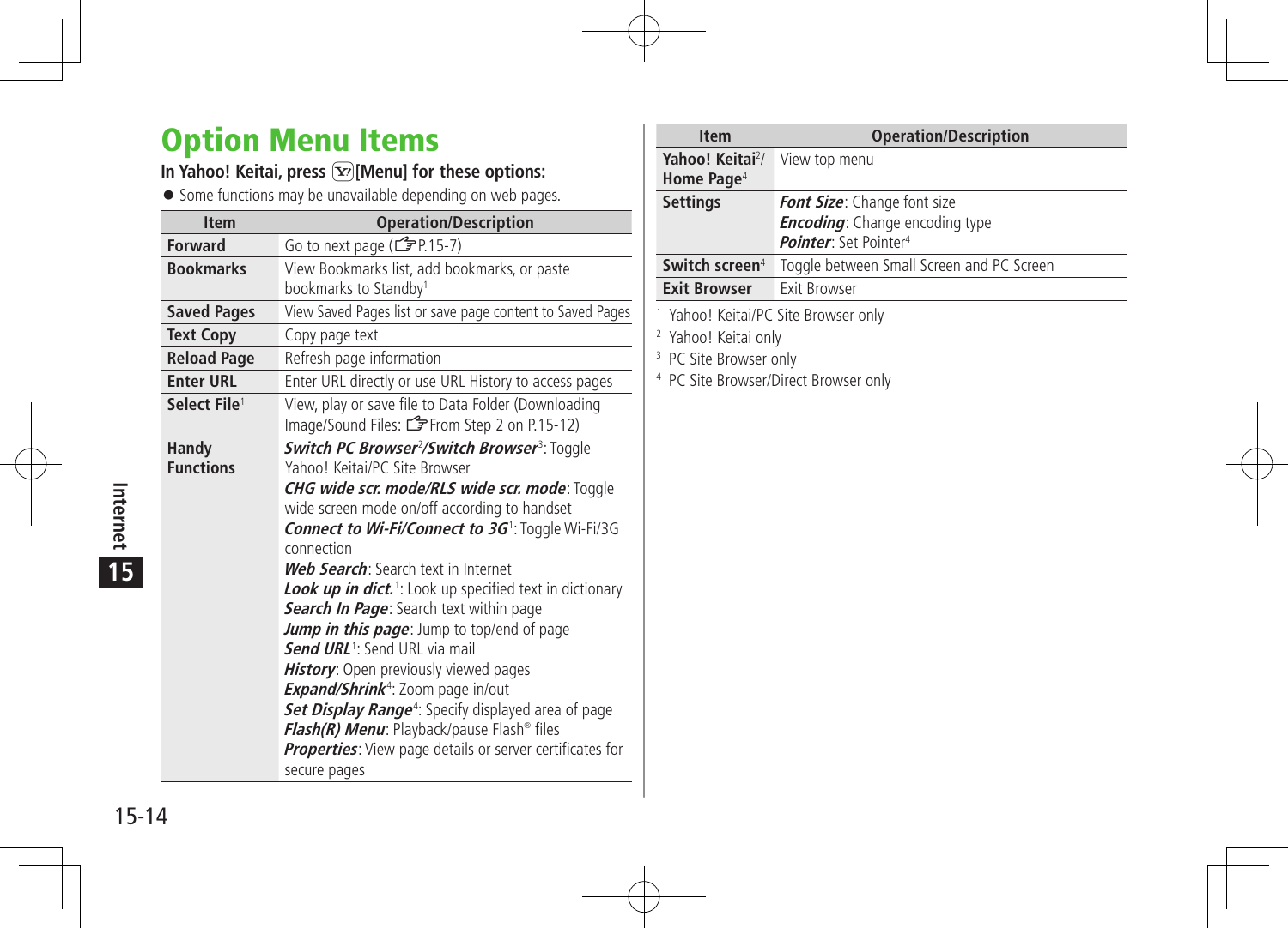# Option Menu Items

**In Yahoo! Keitai, press Y![Menu] for these options:**

- Some functions may be unavailable depending on web pages.

| Item | Operation/Description |
| --- | --- |
| **Forward** | Go to next page (☞P.15-7) |
| **Bookmarks** | View Bookmarks list, add bookmarks, or paste bookmarks to Standby[1] |
| **Saved Pages** | View Saved Pages list or save page content to Saved Pages |
| **Text Copy** | Copy page text |
| **Reload Page** | Refresh page information |
| **Enter URL** | Enter URL directly or use URL History to access pages |
| **Select File**[1] | View, play or save file to Data Folder (Downloading Image/Sound Files: ☞From Step 2 on P.15-12) |
| **Handy Functions** | ***Switch PC Browser***[2]***/Switch Browser***[3]: Toggle Yahoo! Keitai/PC Site Browser<br>***CHG wide scr. mode/RLS wide scr. mode***: Toggle wide screen mode on/off according to handset<br>***Connect to Wi-Fi/Connect to 3G***[1]: Toggle Wi-Fi/3G connection<br>***Web Search***: Search text in Internet<br>***Look up in dict.***[1]: Look up specified text in dictionary<br>***Search In Page***: Search text within page<br>***Jump in this page***: Jump to top/end of page<br>***Send URL***[1]: Send URL via mail<br>***History***: Open previously viewed pages<br>***Expand/Shrink***[4]: Zoom page in/out<br>***Set Display Range***[4]: Specify displayed area of page<br>***Flash(R) Menu***: Playback/pause Flash® files<br>***Properties***: View page details or server certificates for secure pages |
| **Yahoo! Keitai**[2]**/ Home Page**[4] | View top menu |
| **Settings** | ***Font Size***: Change font size<br>***Encoding***: Change encoding type<br>***Pointer***: Set Pointer[4] |
| **Switch screen**[4] | Toggle between Small Screen and PC Screen |
| **Exit Browser** | Exit Browser |

[1] Yahoo! Keitai/PC Site Browser only

[2] Yahoo! Keitai only

[3] PC Site Browser only

[4] PC Site Browser/Direct Browser only